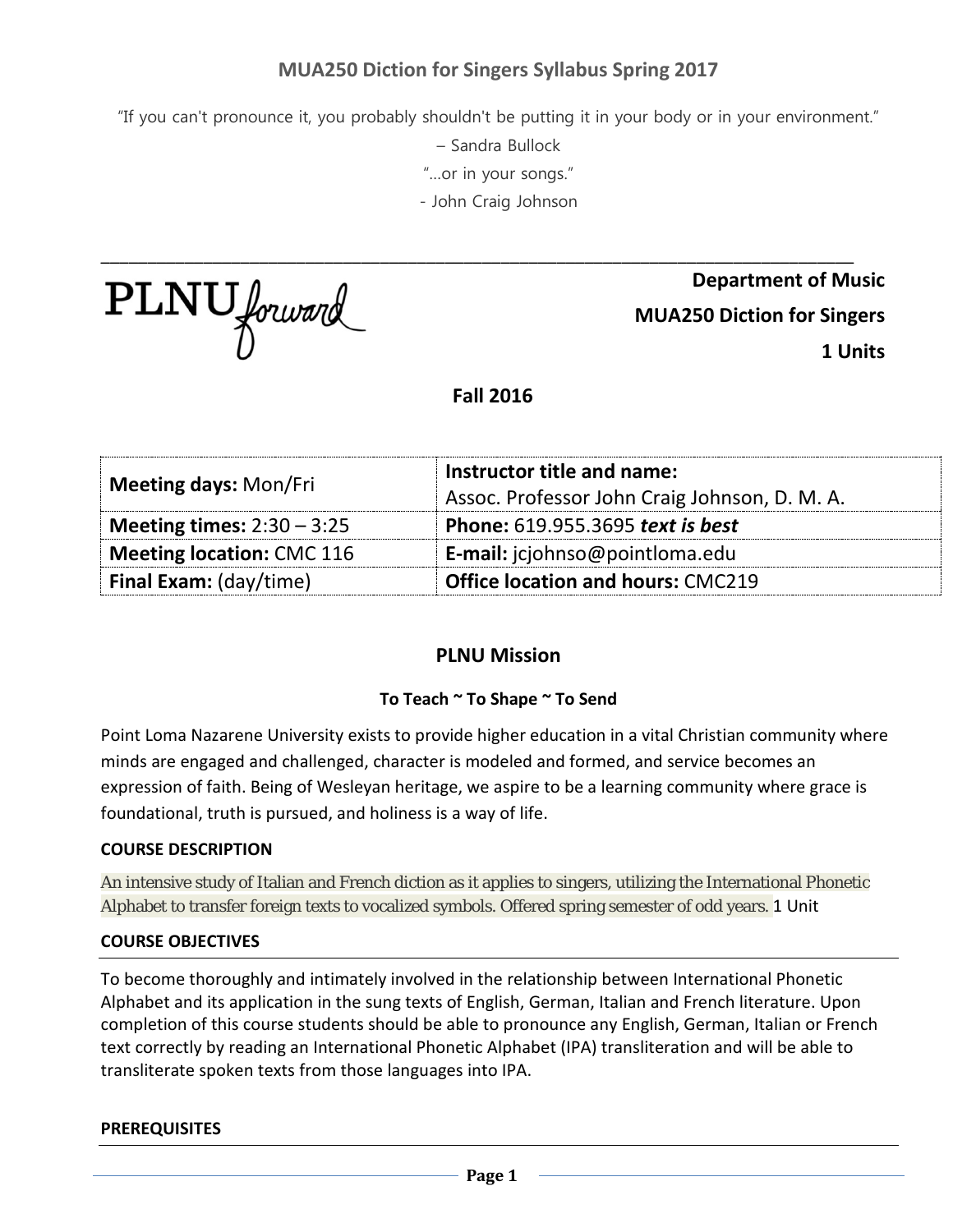# MUA250 Diction for Singers Syllabus Spring 2017

"If you can't pronounce it, you probably shouldn't be putting it in your body or in your environment."

– Sandra Bullock

"…or in your songs."

- John Craig Johnson

---

PLNU forward

**Department of Music**

**MUA250 Diction for Singers**

**1 Units**

**Fall 2016**

| **Meeting days:** Mon/Fri | **Instructor title and name:** Assoc. Professor John Craig Johnson, D. M. A. |
|---|---|
| **Meeting times:** 2:30 – 3:25 | **Phone:** 619.955.3695 ***text is best*** |
| **Meeting location:** CMC 116 | **E-mail:** jcjohnso@pointloma.edu |
| **Final Exam:** (day/time) | **Office location and hours:** CMC219 |

## PLNU Mission

### To Teach ~ To Shape ~ To Send

Point Loma Nazarene University exists to provide higher education in a vital Christian community where minds are engaged and challenged, character is modeled and formed, and service becomes an expression of faith. Being of Wesleyan heritage, we aspire to be a learning community where grace is foundational, truth is pursued, and holiness is a way of life.

### COURSE DESCRIPTION

An intensive study of Italian and French diction as it applies to singers, utilizing the International Phonetic Alphabet to transfer foreign texts to vocalized symbols. Offered spring semester of odd years. 1 Unit

### COURSE OBJECTIVES

To become thoroughly and intimately involved in the relationship between International Phonetic Alphabet and its application in the sung texts of English, German, Italian and French literature. Upon completion of this course students should be able to pronounce any English, German, Italian or French text correctly by reading an International Phonetic Alphabet (IPA) transliteration and will be able to transliterate spoken texts from those languages into IPA.

### PREREQUISITES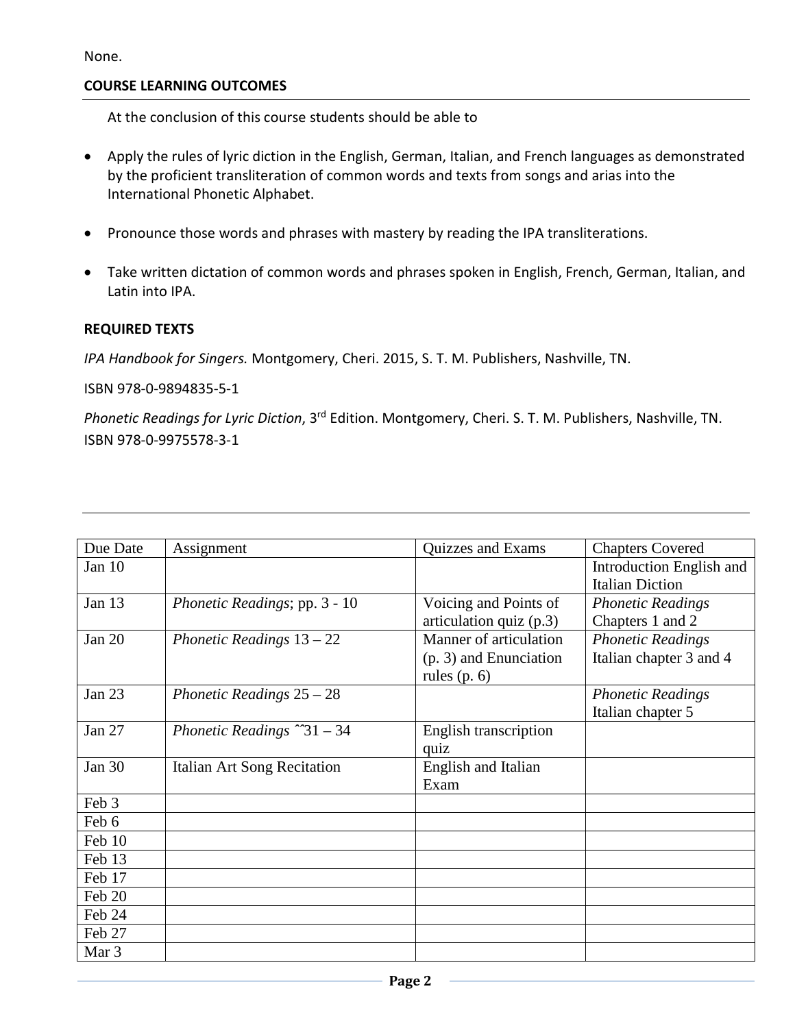None.

## COURSE LEARNING OUTCOMES

At the conclusion of this course students should be able to

- Apply the rules of lyric diction in the English, German, Italian, and French languages as demonstrated by the proficient transliteration of common words and texts from songs and arias into the International Phonetic Alphabet.
- Pronounce those words and phrases with mastery by reading the IPA transliterations.
- Take written dictation of common words and phrases spoken in English, French, German, Italian, and Latin into IPA.

## REQUIRED TEXTS

*IPA Handbook for Singers.* Montgomery, Cheri. 2015, S. T. M. Publishers, Nashville, TN.

ISBN 978-0-9894835-5-1

*Phonetic Readings for Lyric Diction*, 3rd Edition. Montgomery, Cheri. S. T. M. Publishers, Nashville, TN. ISBN 978-0-9975578-3-1

| Due Date | Assignment | Quizzes and Exams | Chapters Covered |
|---|---|---|---|
| Jan 10 | | | Introduction English and Italian Diction |
| Jan 13 | *Phonetic Readings*; pp. 3 - 10 | Voicing and Points of articulation quiz (p.3) | *Phonetic Readings* Chapters 1 and 2 |
| Jan 20 | *Phonetic Readings* 13 – 22 | Manner of articulation (p. 3) and Enunciation rules (p. 6) | *Phonetic Readings* Italian chapter 3 and 4 |
| Jan 23 | *Phonetic Readings* 25 – 28 | | *Phonetic Readings* Italian chapter 5 |
| Jan 27 | *Phonetic Readings* ˆˆ31 – 34 | English transcription quiz | |
| Jan 30 | Italian Art Song Recitation | English and Italian Exam | |
| Feb 3 | | | |
| Feb 6 | | | |
| Feb 10 | | | |
| Feb 13 | | | |
| Feb 17 | | | |
| Feb 20 | | | |
| Feb 24 | | | |
| Feb 27 | | | |
| Mar 3 | | | |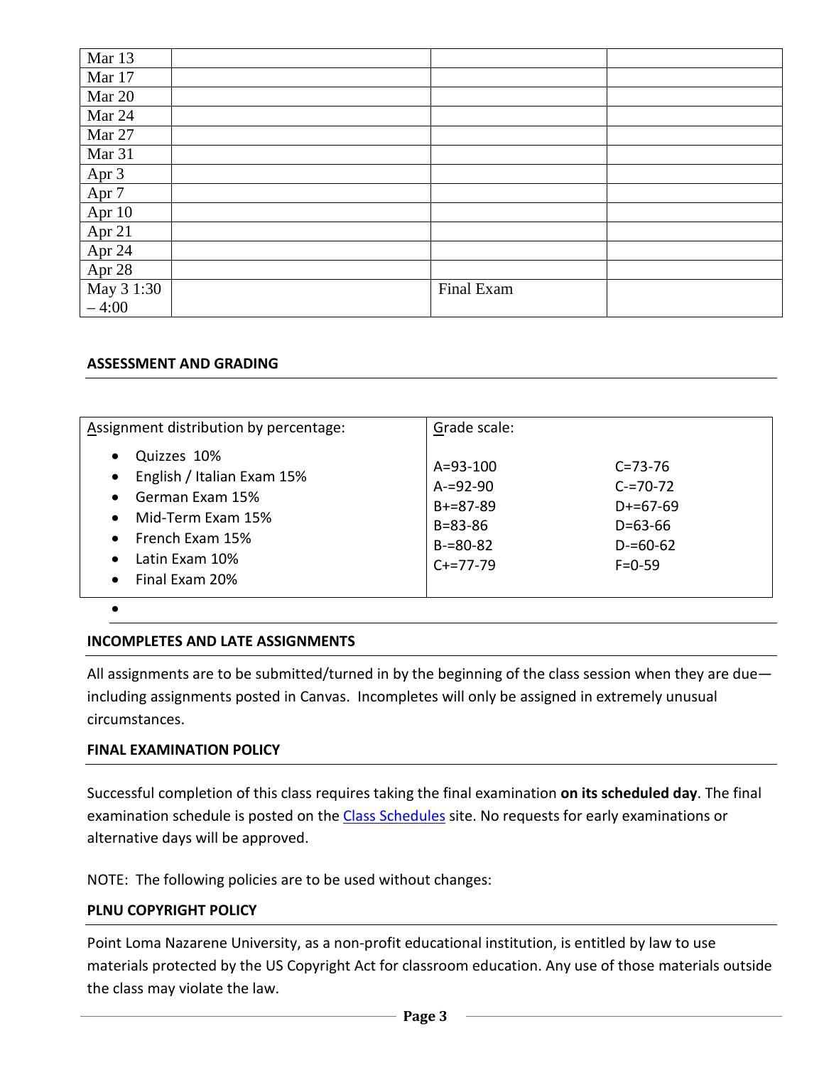| | | | |
|---|---|---|---|
| Mar 13 | | | |
| Mar 17 | | | |
| Mar 20 | | | |
| Mar 24 | | | |
| Mar 27 | | | |
| Mar 31 | | | |
| Apr 3 | | | |
| Apr 7 | | | |
| Apr 10 | | | |
| Apr 21 | | | |
| Apr 24 | | | |
| Apr 28 | | | |
| May 3 1:30 – 4:00 | | Final Exam | |

## ASSESSMENT AND GRADING

| Assignment distribution by percentage: | Grade scale: | |
|---|---|---|
| • Quizzes 10%<br>• English / Italian Exam 15%<br>• German Exam 15%<br>• Mid-Term Exam 15%<br>• French Exam 15%<br>• Latin Exam 10%<br>• Final Exam 20% | A=93-100<br>A-=92-90<br>B+=87-89<br>B=83-86<br>B-=80-82<br>C+=77-79 | C=73-76<br>C-=70-72<br>D+=67-69<br>D=63-66<br>D-=60-62<br>F=0-59 |

## INCOMPLETES AND LATE ASSIGNMENTS

All assignments are to be submitted/turned in by the beginning of the class session when they are due—including assignments posted in Canvas. Incompletes will only be assigned in extremely unusual circumstances.

## FINAL EXAMINATION POLICY

Successful completion of this class requires taking the final examination **on its scheduled day**. The final examination schedule is posted on the Class Schedules site. No requests for early examinations or alternative days will be approved.

NOTE: The following policies are to be used without changes:

## PLNU COPYRIGHT POLICY

Point Loma Nazarene University, as a non-profit educational institution, is entitled by law to use materials protected by the US Copyright Act for classroom education. Any use of those materials outside the class may violate the law.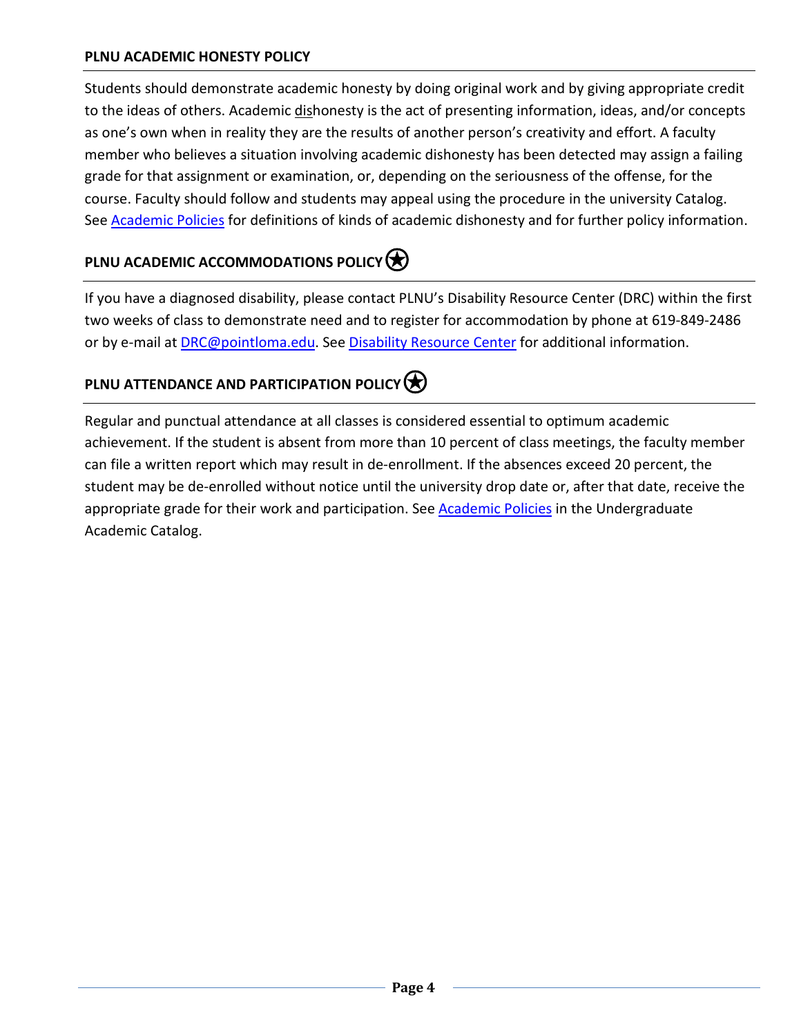## PLNU ACADEMIC HONESTY POLICY

Students should demonstrate academic honesty by doing original work and by giving appropriate credit to the ideas of others. Academic dishonesty is the act of presenting information, ideas, and/or concepts as one's own when in reality they are the results of another person's creativity and effort. A faculty member who believes a situation involving academic dishonesty has been detected may assign a failing grade for that assignment or examination, or, depending on the seriousness of the offense, for the course. Faculty should follow and students may appeal using the procedure in the university Catalog. See Academic Policies for definitions of kinds of academic dishonesty and for further policy information.

## PLNU ACADEMIC ACCOMMODATIONS POLICY ✪

If you have a diagnosed disability, please contact PLNU's Disability Resource Center (DRC) within the first two weeks of class to demonstrate need and to register for accommodation by phone at 619-849-2486 or by e-mail at DRC@pointloma.edu. See Disability Resource Center for additional information.

## PLNU ATTENDANCE AND PARTICIPATION POLICY ✪

Regular and punctual attendance at all classes is considered essential to optimum academic achievement. If the student is absent from more than 10 percent of class meetings, the faculty member can file a written report which may result in de-enrollment. If the absences exceed 20 percent, the student may be de-enrolled without notice until the university drop date or, after that date, receive the appropriate grade for their work and participation. See Academic Policies in the Undergraduate Academic Catalog.